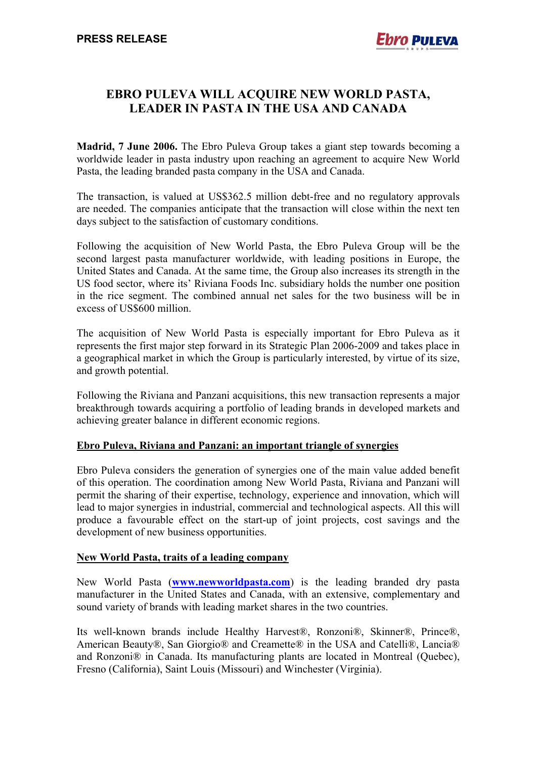**PRESS RELEASE**

# EBRO PULEVA WILL ACQUIRE NEW WORLD PASTA, LEADER IN PASTA IN THE USA AND CANADA

**Madrid, 7 June 2006.** The Ebro Puleva Group takes a giant step towards becoming a worldwide leader in pasta industry upon reaching an agreement to acquire New World Pasta, the leading branded pasta company in the USA and Canada.

The transaction, is valued at US$362.5 million debt-free and no regulatory approvals are needed. The companies anticipate that the transaction will close within the next ten days subject to the satisfaction of customary conditions.

Following the acquisition of New World Pasta, the Ebro Puleva Group will be the second largest pasta manufacturer worldwide, with leading positions in Europe, the United States and Canada. At the same time, the Group also increases its strength in the US food sector, where its' Riviana Foods Inc. subsidiary holds the number one position in the rice segment. The combined annual net sales for the two business will be in excess of US$600 million.

The acquisition of New World Pasta is especially important for Ebro Puleva as it represents the first major step forward in its Strategic Plan 2006-2009 and takes place in a geographical market in which the Group is particularly interested, by virtue of its size, and growth potential.

Following the Riviana and Panzani acquisitions, this new transaction represents a major breakthrough towards acquiring a portfolio of leading brands in developed markets and achieving greater balance in different economic regions.

## Ebro Puleva, Riviana and Panzani: an important triangle of synergies

Ebro Puleva considers the generation of synergies one of the main value added benefit of this operation. The coordination among New World Pasta, Riviana and Panzani will permit the sharing of their expertise, technology, experience and innovation, which will lead to major synergies in industrial, commercial and technological aspects. All this will produce a favourable effect on the start-up of joint projects, cost savings and the development of new business opportunities.

## New World Pasta, traits of a leading company

New World Pasta (**www.newworldpasta.com**) is the leading branded dry pasta manufacturer in the United States and Canada, with an extensive, complementary and sound variety of brands with leading market shares in the two countries.

Its well-known brands include Healthy Harvest®, Ronzoni®, Skinner®, Prince®, American Beauty®, San Giorgio® and Creamette® in the USA and Catelli®, Lancia® and Ronzoni® in Canada. Its manufacturing plants are located in Montreal (Quebec), Fresno (California), Saint Louis (Missouri) and Winchester (Virginia).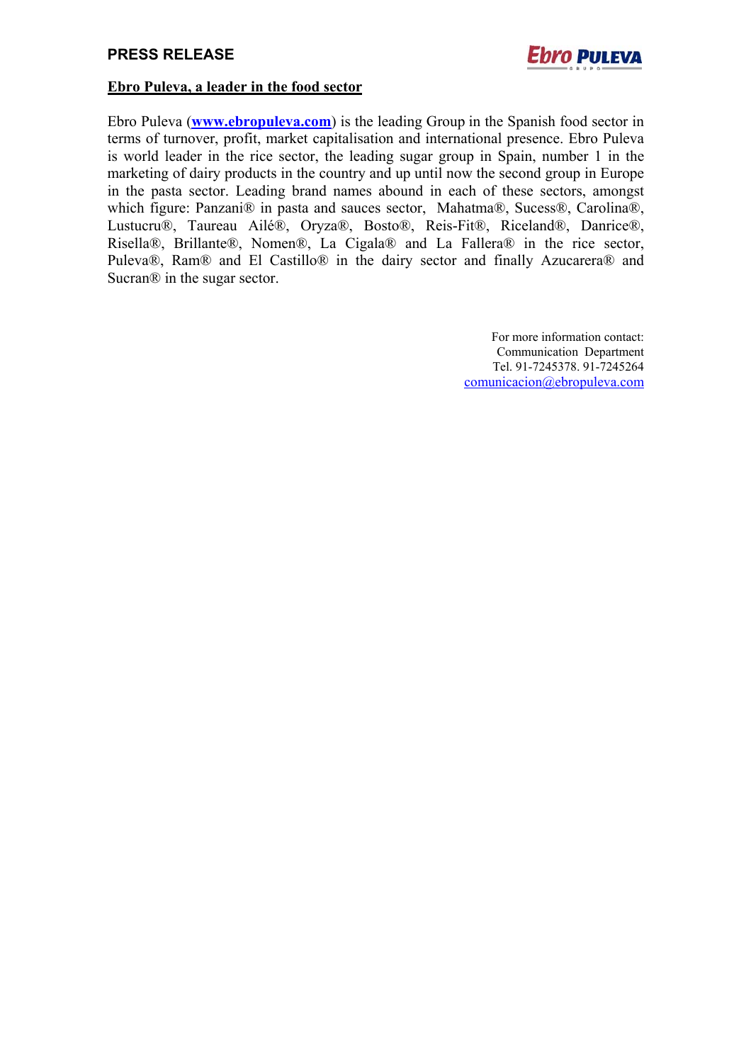**PRESS RELEASE**

**Ebro Puleva, a leader in the food sector**

Ebro Puleva (**www.ebropuleva.com**) is the leading Group in the Spanish food sector in terms of turnover, profit, market capitalisation and international presence. Ebro Puleva is world leader in the rice sector, the leading sugar group in Spain, number 1 in the marketing of dairy products in the country and up until now the second group in Europe in the pasta sector. Leading brand names abound in each of these sectors, amongst which figure: Panzani® in pasta and sauces sector, Mahatma®, Sucess®, Carolina®, Lustucru®, Taureau Ailé®, Oryza®, Bosto®, Reis-Fit®, Riceland®, Danrice®, Risella®, Brillante®, Nomen®, La Cigala® and La Fallera® in the rice sector, Puleva®, Ram® and El Castillo® in the dairy sector and finally Azucarera® and Sucran® in the sugar sector.

For more information contact:
Communication Department
Tel. 91-7245378. 91-7245264
comunicacion@ebropuleva.com